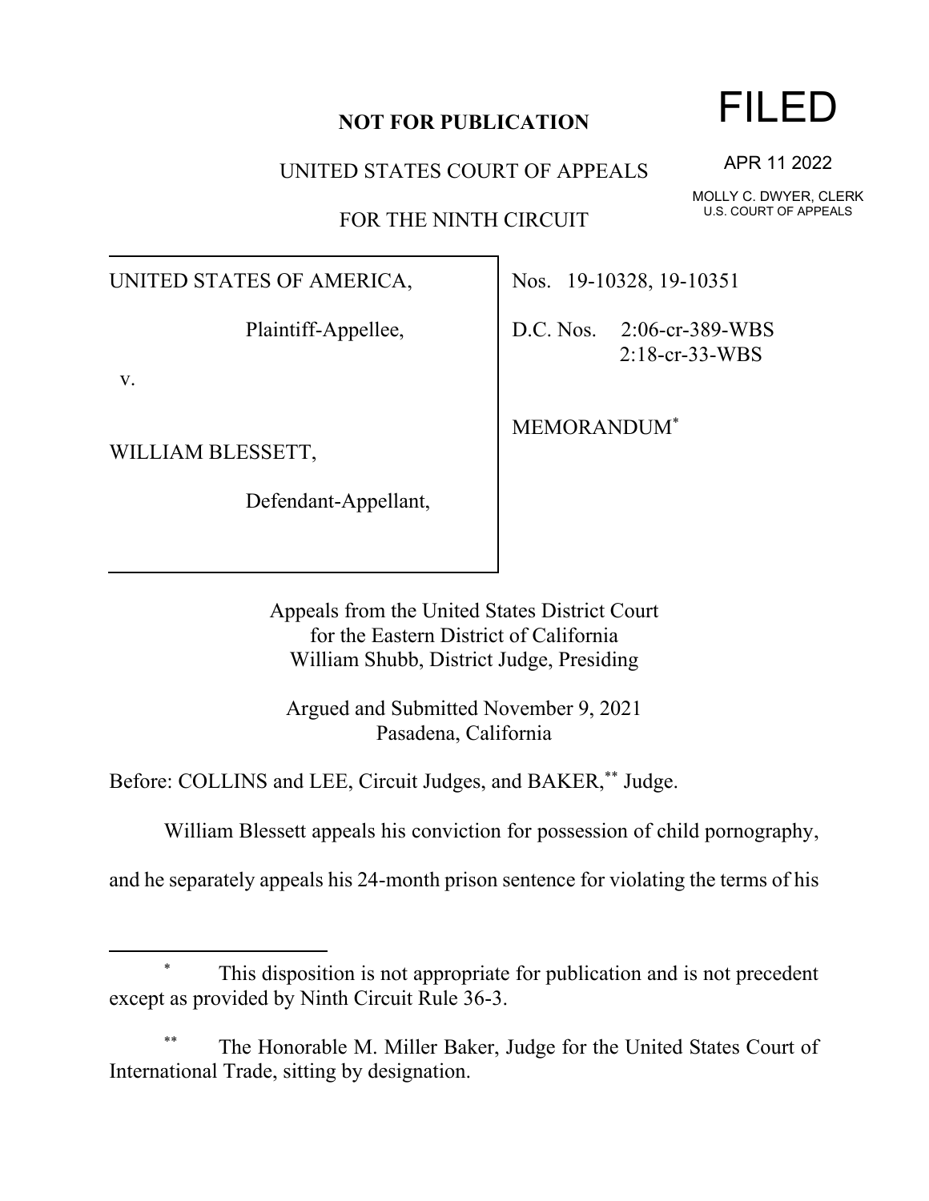**NOT FOR PUBLICATION**

UNITED STATES COURT OF APPEALS

FOR THE NINTH CIRCUIT

FILED

APR 11 2022

MOLLY C. DWYER, CLERK
U.S. COURT OF APPEALS

UNITED STATES OF AMERICA,

Plaintiff-Appellee,

v.

WILLIAM BLESSETT,

Defendant-Appellant,

Nos. 19-10328, 19-10351

D.C. Nos. 2:06-cr-389-WBS
2:18-cr-33-WBS

MEMORANDUM*

Appeals from the United States District Court
for the Eastern District of California
William Shubb, District Judge, Presiding

Argued and Submitted November 9, 2021
Pasadena, California

Before: COLLINS and LEE, Circuit Judges, and BAKER,** Judge.

William Blessett appeals his conviction for possession of child pornography, and he separately appeals his 24-month prison sentence for violating the terms of his

---

\* This disposition is not appropriate for publication and is not precedent except as provided by Ninth Circuit Rule 36-3.

\*\* The Honorable M. Miller Baker, Judge for the United States Court of International Trade, sitting by designation.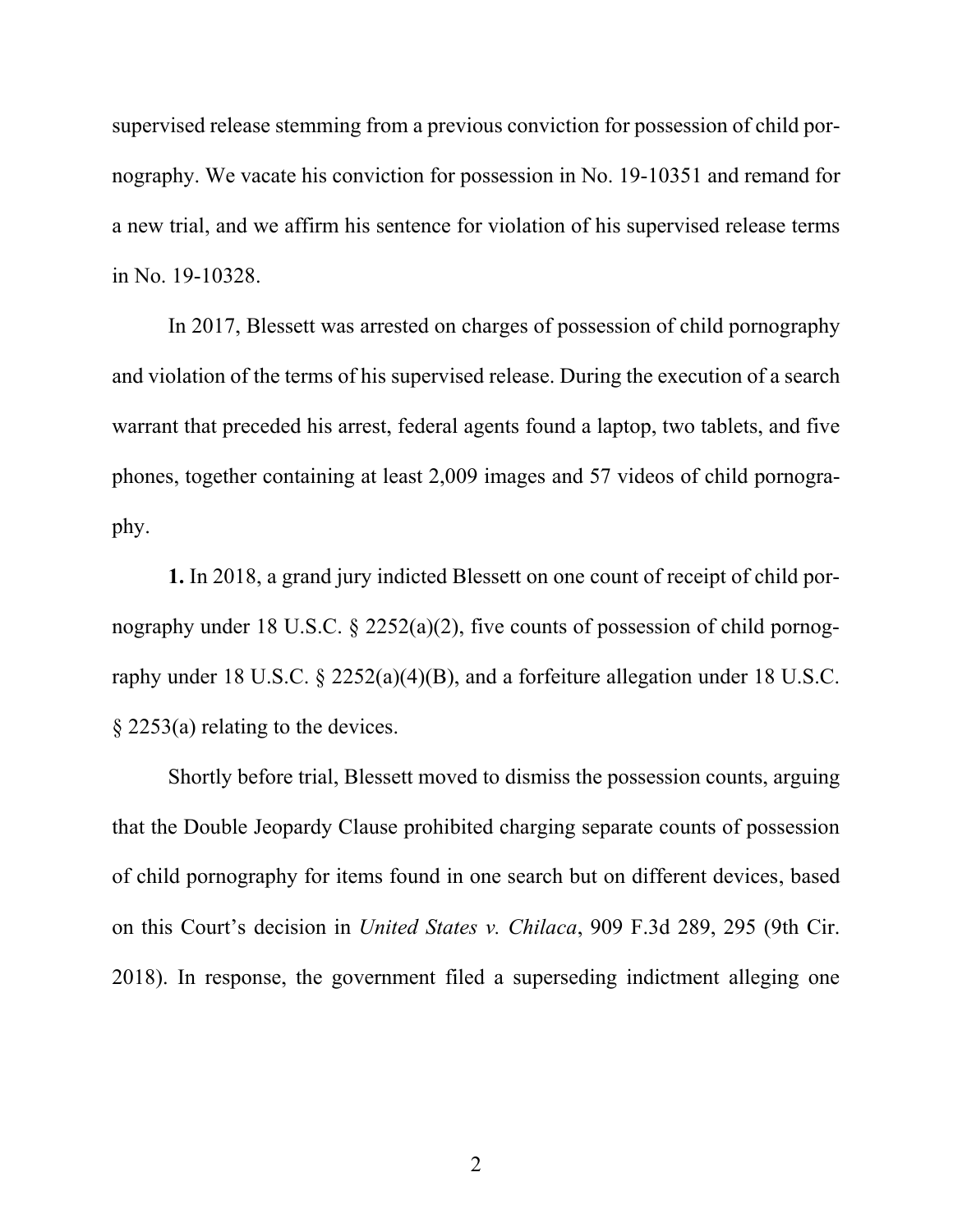supervised release stemming from a previous conviction for possession of child pornography. We vacate his conviction for possession in No. 19-10351 and remand for a new trial, and we affirm his sentence for violation of his supervised release terms in No. 19-10328.

In 2017, Blessett was arrested on charges of possession of child pornography and violation of the terms of his supervised release. During the execution of a search warrant that preceded his arrest, federal agents found a laptop, two tablets, and five phones, together containing at least 2,009 images and 57 videos of child pornography.

**1.** In 2018, a grand jury indicted Blessett on one count of receipt of child pornography under 18 U.S.C. § 2252(a)(2), five counts of possession of child pornography under 18 U.S.C. § 2252(a)(4)(B), and a forfeiture allegation under 18 U.S.C. § 2253(a) relating to the devices.

Shortly before trial, Blessett moved to dismiss the possession counts, arguing that the Double Jeopardy Clause prohibited charging separate counts of possession of child pornography for items found in one search but on different devices, based on this Court's decision in *United States v. Chilaca*, 909 F.3d 289, 295 (9th Cir. 2018). In response, the government filed a superseding indictment alleging one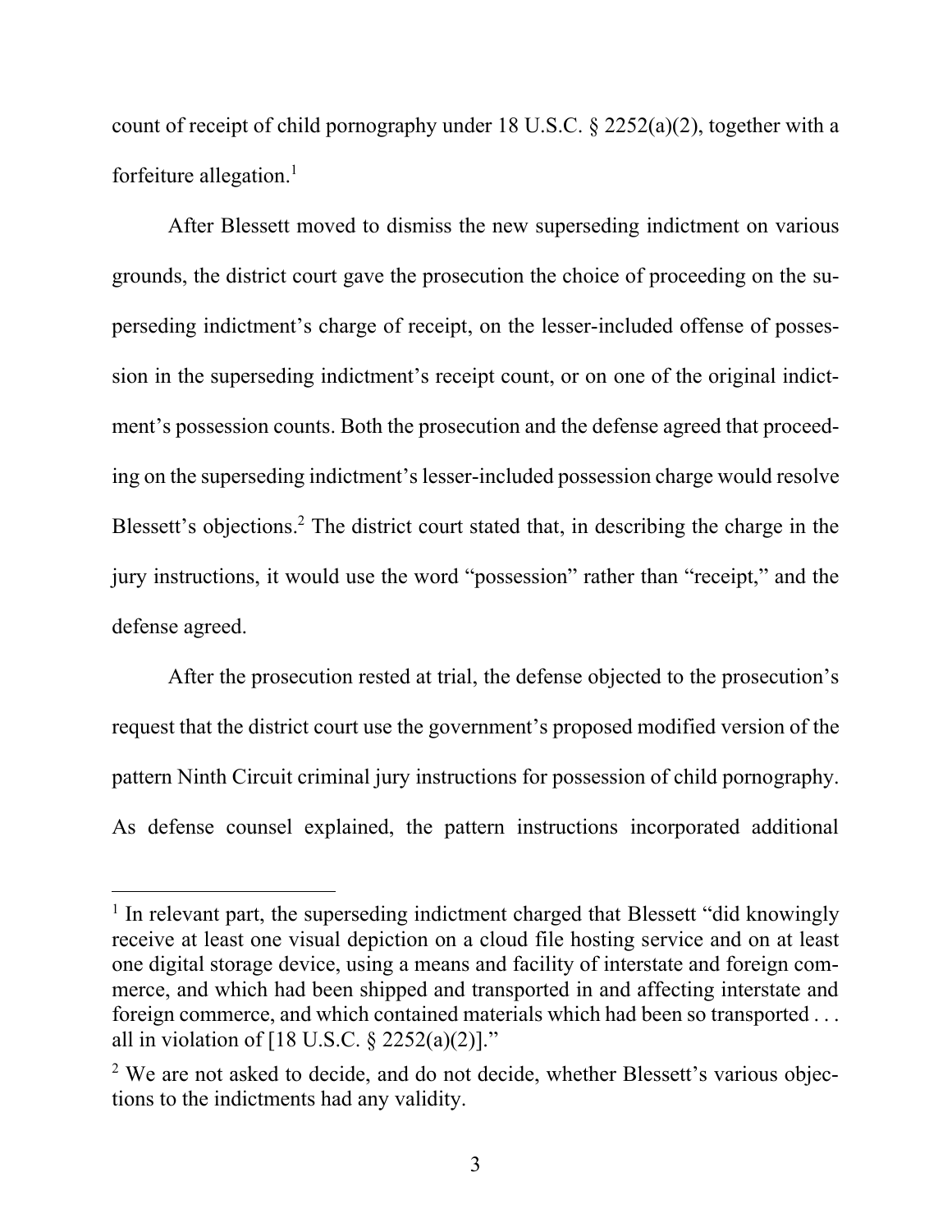count of receipt of child pornography under 18 U.S.C. § 2252(a)(2), together with a forfeiture allegation.[1]

After Blessett moved to dismiss the new superseding indictment on various grounds, the district court gave the prosecution the choice of proceeding on the superseding indictment's charge of receipt, on the lesser-included offense of possession in the superseding indictment's receipt count, or on one of the original indictment's possession counts. Both the prosecution and the defense agreed that proceeding on the superseding indictment's lesser-included possession charge would resolve Blessett's objections.[2] The district court stated that, in describing the charge in the jury instructions, it would use the word "possession" rather than "receipt," and the defense agreed.

After the prosecution rested at trial, the defense objected to the prosecution's request that the district court use the government's proposed modified version of the pattern Ninth Circuit criminal jury instructions for possession of child pornography. As defense counsel explained, the pattern instructions incorporated additional

---

[1] In relevant part, the superseding indictment charged that Blessett "did knowingly receive at least one visual depiction on a cloud file hosting service and on at least one digital storage device, using a means and facility of interstate and foreign commerce, and which had been shipped and transported in and affecting interstate and foreign commerce, and which contained materials which had been so transported . . . all in violation of [18 U.S.C. § 2252(a)(2)]."

[2] We are not asked to decide, and do not decide, whether Blessett's various objections to the indictments had any validity.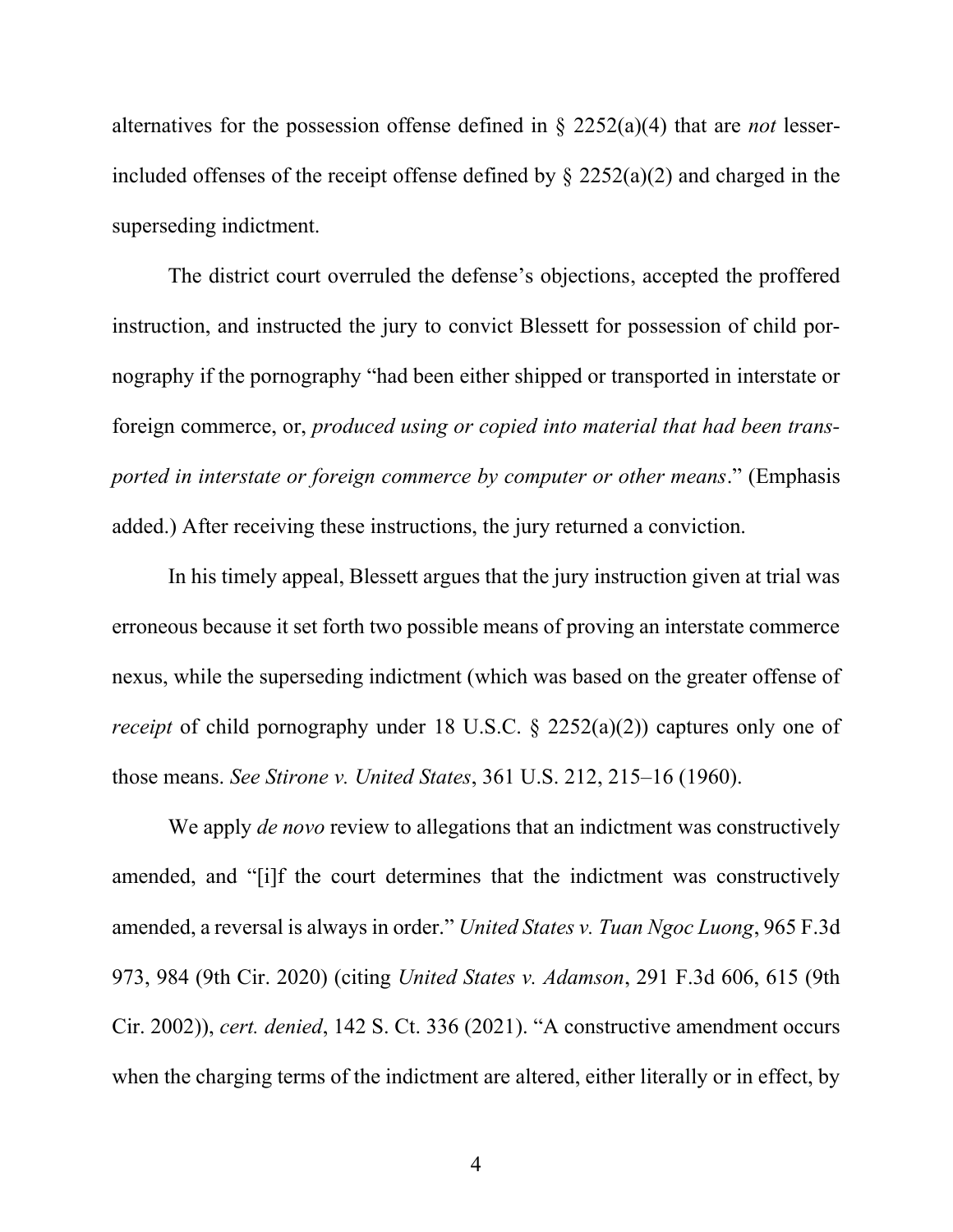alternatives for the possession offense defined in § 2252(a)(4) that are *not* lesser-included offenses of the receipt offense defined by § 2252(a)(2) and charged in the superseding indictment.

The district court overruled the defense's objections, accepted the proffered instruction, and instructed the jury to convict Blessett for possession of child pornography if the pornography "had been either shipped or transported in interstate or foreign commerce, or, *produced using or copied into material that had been transported in interstate or foreign commerce by computer or other means*." (Emphasis added.) After receiving these instructions, the jury returned a conviction.

In his timely appeal, Blessett argues that the jury instruction given at trial was erroneous because it set forth two possible means of proving an interstate commerce nexus, while the superseding indictment (which was based on the greater offense of *receipt* of child pornography under 18 U.S.C. § 2252(a)(2)) captures only one of those means. *See Stirone v. United States*, 361 U.S. 212, 215–16 (1960).

We apply *de novo* review to allegations that an indictment was constructively amended, and "[i]f the court determines that the indictment was constructively amended, a reversal is always in order." *United States v. Tuan Ngoc Luong*, 965 F.3d 973, 984 (9th Cir. 2020) (citing *United States v. Adamson*, 291 F.3d 606, 615 (9th Cir. 2002)), *cert. denied*, 142 S. Ct. 336 (2021). "A constructive amendment occurs when the charging terms of the indictment are altered, either literally or in effect, by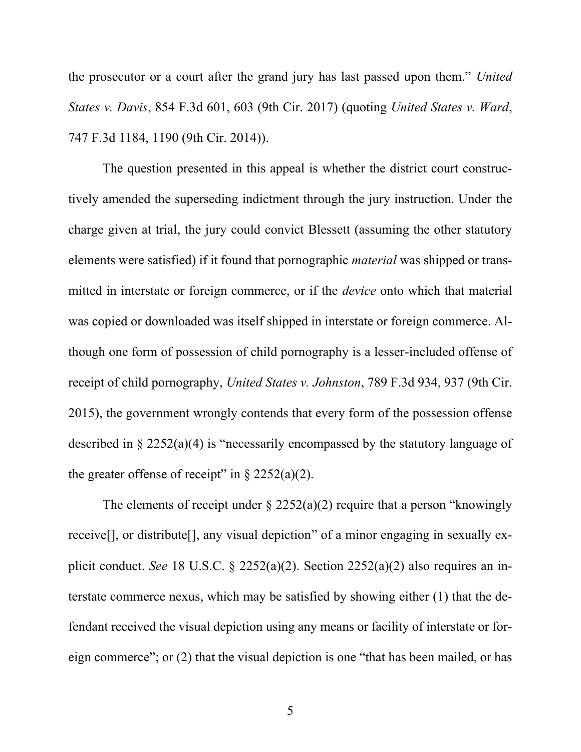the prosecutor or a court after the grand jury has last passed upon them." *United States v. Davis*, 854 F.3d 601, 603 (9th Cir. 2017) (quoting *United States v. Ward*, 747 F.3d 1184, 1190 (9th Cir. 2014)).

The question presented in this appeal is whether the district court constructively amended the superseding indictment through the jury instruction. Under the charge given at trial, the jury could convict Blessett (assuming the other statutory elements were satisfied) if it found that pornographic *material* was shipped or transmitted in interstate or foreign commerce, or if the *device* onto which that material was copied or downloaded was itself shipped in interstate or foreign commerce. Although one form of possession of child pornography is a lesser-included offense of receipt of child pornography, *United States v. Johnston*, 789 F.3d 934, 937 (9th Cir. 2015), the government wrongly contends that every form of the possession offense described in § 2252(a)(4) is "necessarily encompassed by the statutory language of the greater offense of receipt" in § 2252(a)(2).

The elements of receipt under § 2252(a)(2) require that a person "knowingly receive[], or distribute[], any visual depiction" of a minor engaging in sexually explicit conduct. *See* 18 U.S.C. § 2252(a)(2). Section 2252(a)(2) also requires an interstate commerce nexus, which may be satisfied by showing either (1) that the defendant received the visual depiction using any means or facility of interstate or foreign commerce"; or (2) that the visual depiction is one "that has been mailed, or has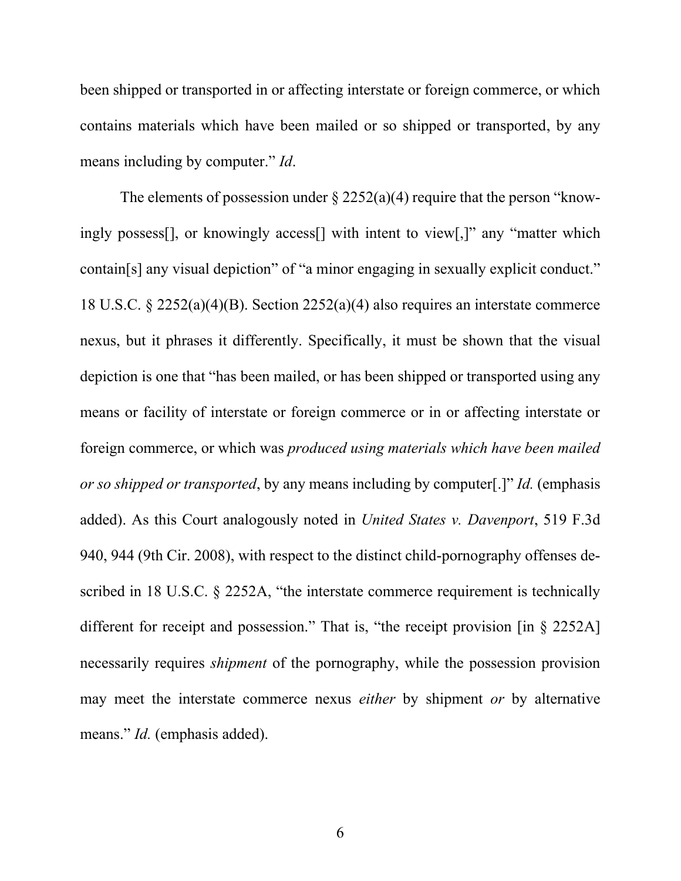been shipped or transported in or affecting interstate or foreign commerce, or which contains materials which have been mailed or so shipped or transported, by any means including by computer." *Id*.

The elements of possession under § 2252(a)(4) require that the person "knowingly possess[], or knowingly access[] with intent to view[,]" any "matter which contain[s] any visual depiction" of "a minor engaging in sexually explicit conduct." 18 U.S.C. § 2252(a)(4)(B). Section 2252(a)(4) also requires an interstate commerce nexus, but it phrases it differently. Specifically, it must be shown that the visual depiction is one that "has been mailed, or has been shipped or transported using any means or facility of interstate or foreign commerce or in or affecting interstate or foreign commerce, or which was *produced using materials which have been mailed or so shipped or transported*, by any means including by computer[.]" *Id.* (emphasis added). As this Court analogously noted in *United States v. Davenport*, 519 F.3d 940, 944 (9th Cir. 2008), with respect to the distinct child-pornography offenses described in 18 U.S.C. § 2252A, "the interstate commerce requirement is technically different for receipt and possession." That is, "the receipt provision [in § 2252A] necessarily requires *shipment* of the pornography, while the possession provision may meet the interstate commerce nexus *either* by shipment *or* by alternative means." *Id.* (emphasis added).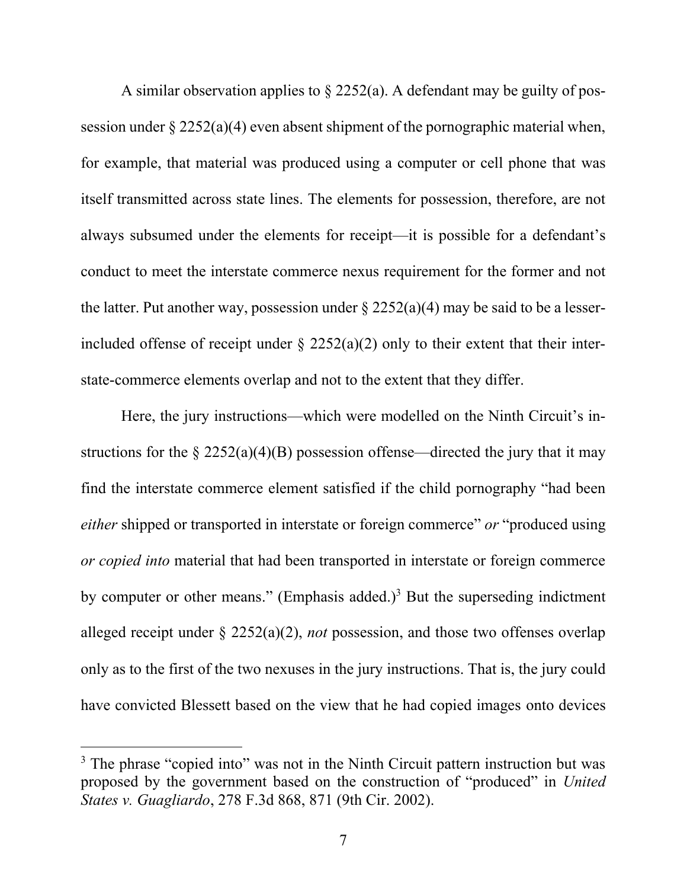A similar observation applies to § 2252(a). A defendant may be guilty of possession under § 2252(a)(4) even absent shipment of the pornographic material when, for example, that material was produced using a computer or cell phone that was itself transmitted across state lines. The elements for possession, therefore, are not always subsumed under the elements for receipt—it is possible for a defendant's conduct to meet the interstate commerce nexus requirement for the former and not the latter. Put another way, possession under § 2252(a)(4) may be said to be a lesser-included offense of receipt under § 2252(a)(2) only to their extent that their interstate-commerce elements overlap and not to the extent that they differ.

Here, the jury instructions—which were modelled on the Ninth Circuit's instructions for the § 2252(a)(4)(B) possession offense—directed the jury that it may find the interstate commerce element satisfied if the child pornography "had been *either* shipped or transported in interstate or foreign commerce" *or* "produced using *or copied into* material that had been transported in interstate or foreign commerce by computer or other means." (Emphasis added.)[3] But the superseding indictment alleged receipt under § 2252(a)(2), *not* possession, and those two offenses overlap only as to the first of the two nexuses in the jury instructions. That is, the jury could have convicted Blessett based on the view that he had copied images onto devices

[3] The phrase "copied into" was not in the Ninth Circuit pattern instruction but was proposed by the government based on the construction of "produced" in *United States v. Guagliardo*, 278 F.3d 868, 871 (9th Cir. 2002).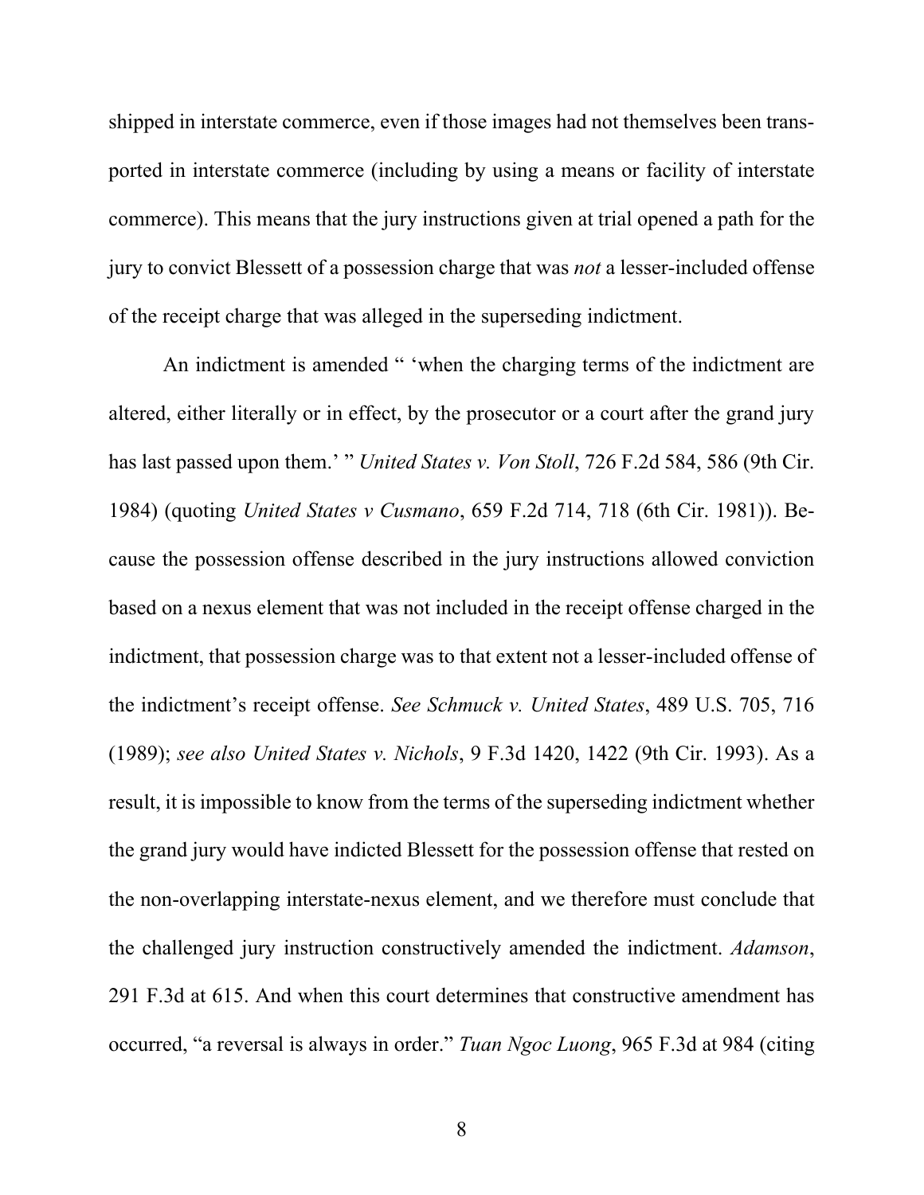shipped in interstate commerce, even if those images had not themselves been transported in interstate commerce (including by using a means or facility of interstate commerce). This means that the jury instructions given at trial opened a path for the jury to convict Blessett of a possession charge that was *not* a lesser-included offense of the receipt charge that was alleged in the superseding indictment.

An indictment is amended " 'when the charging terms of the indictment are altered, either literally or in effect, by the prosecutor or a court after the grand jury has last passed upon them.' " *United States v. Von Stoll*, 726 F.2d 584, 586 (9th Cir. 1984) (quoting *United States v Cusmano*, 659 F.2d 714, 718 (6th Cir. 1981)). Because the possession offense described in the jury instructions allowed conviction based on a nexus element that was not included in the receipt offense charged in the indictment, that possession charge was to that extent not a lesser-included offense of the indictment's receipt offense. *See Schmuck v. United States*, 489 U.S. 705, 716 (1989); *see also United States v. Nichols*, 9 F.3d 1420, 1422 (9th Cir. 1993). As a result, it is impossible to know from the terms of the superseding indictment whether the grand jury would have indicted Blessett for the possession offense that rested on the non-overlapping interstate-nexus element, and we therefore must conclude that the challenged jury instruction constructively amended the indictment. *Adamson*, 291 F.3d at 615. And when this court determines that constructive amendment has occurred, "a reversal is always in order." *Tuan Ngoc Luong*, 965 F.3d at 984 (citing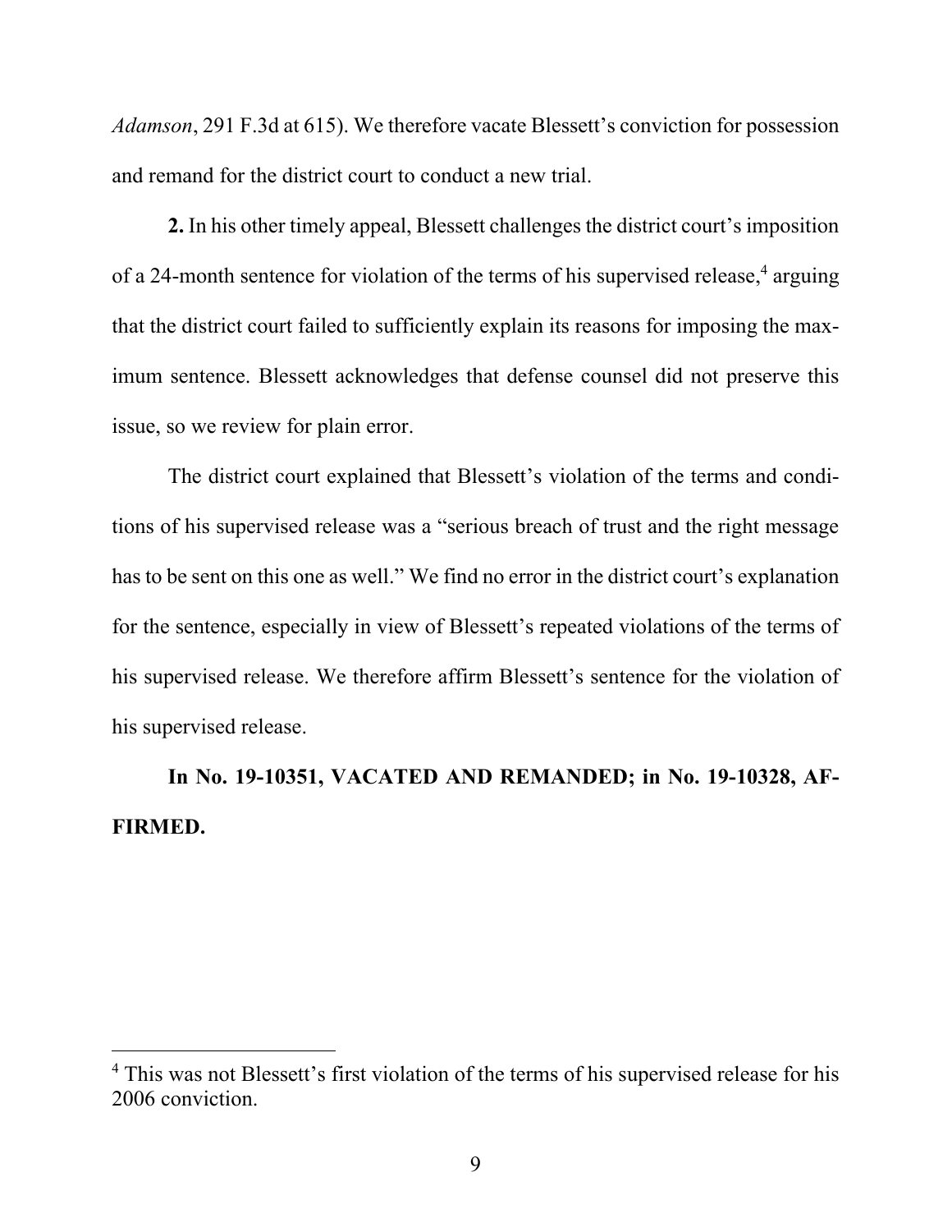*Adamson*, 291 F.3d at 615). We therefore vacate Blessett's conviction for possession and remand for the district court to conduct a new trial.

**2.** In his other timely appeal, Blessett challenges the district court's imposition of a 24-month sentence for violation of the terms of his supervised release,[4] arguing that the district court failed to sufficiently explain its reasons for imposing the maximum sentence. Blessett acknowledges that defense counsel did not preserve this issue, so we review for plain error.

The district court explained that Blessett's violation of the terms and conditions of his supervised release was a "serious breach of trust and the right message has to be sent on this one as well." We find no error in the district court's explanation for the sentence, especially in view of Blessett's repeated violations of the terms of his supervised release. We therefore affirm Blessett's sentence for the violation of his supervised release.

**In No. 19-10351, VACATED AND REMANDED; in No. 19-10328, AFFIRMED.**

---

[4] This was not Blessett's first violation of the terms of his supervised release for his 2006 conviction.